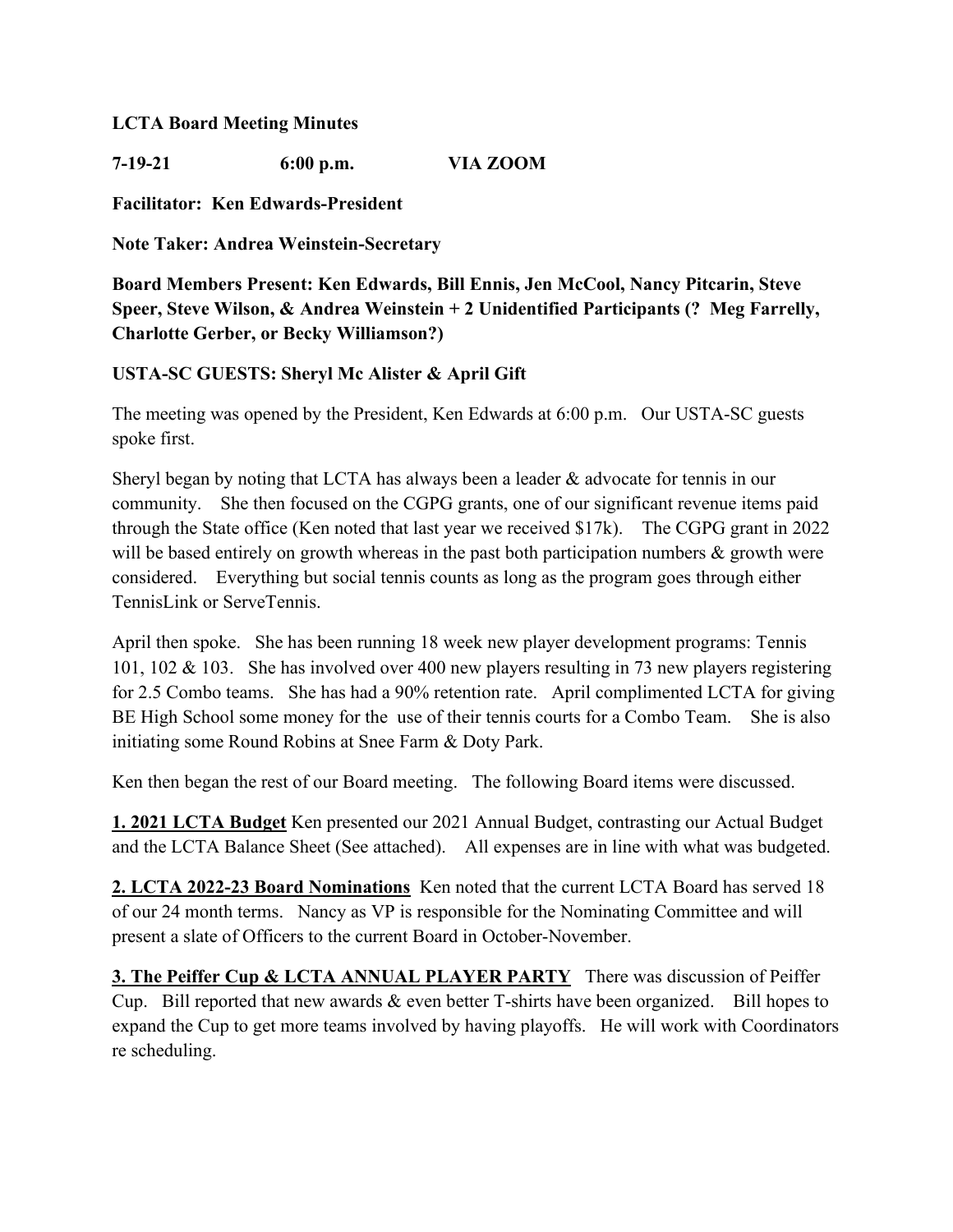**LCTA Board Meeting Minutes**

**7-19-21 6:00 p.m. VIA ZOOM**

**Facilitator: Ken Edwards-President**

**Note Taker: Andrea Weinstein-Secretary**

**Board Members Present: Ken Edwards, Bill Ennis, Jen McCool, Nancy Pitcarin, Steve Speer, Steve Wilson, & Andrea Weinstein + 2 Unidentified Participants (? Meg Farrelly, Charlotte Gerber, or Becky Williamson?)**

**USTA-SC GUESTS: Sheryl Mc Alister & April Gift**

The meeting was opened by the President, Ken Edwards at 6:00 p.m. Our USTA-SC guests spoke first.

Sheryl began by noting that LCTA has always been a leader & advocate for tennis in our community. She then focused on the CGPG grants, one of our significant revenue items paid through the State office (Ken noted that last year we received $17k). The CGPG grant in 2022 will be based entirely on growth whereas in the past both participation numbers & growth were considered. Everything but social tennis counts as long as the program goes through either TennisLink or ServeTennis.

April then spoke. She has been running 18 week new player development programs: Tennis 101, 102 & 103. She has involved over 400 new players resulting in 73 new players registering for 2.5 Combo teams. She has had a 90% retention rate. April complimented LCTA for giving BE High School some money for the use of their tennis courts for a Combo Team. She is also initiating some Round Robins at Snee Farm & Doty Park.

Ken then began the rest of our Board meeting. The following Board items were discussed.

**<u>1. 2021 LCTA Budget</u>** Ken presented our 2021 Annual Budget, contrasting our Actual Budget and the LCTA Balance Sheet (See attached). All expenses are in line with what was budgeted.

**<u>2. LCTA 2022-23 Board Nominations</u>** Ken noted that the current LCTA Board has served 18 of our 24 month terms. Nancy as VP is responsible for the Nominating Committee and will present a slate of Officers to the current Board in October-November.

**<u>3. The Peiffer Cup & LCTA ANNUAL PLAYER PARTY</u>** There was discussion of Peiffer Cup. Bill reported that new awards & even better T-shirts have been organized. Bill hopes to expand the Cup to get more teams involved by having playoffs. He will work with Coordinators re scheduling.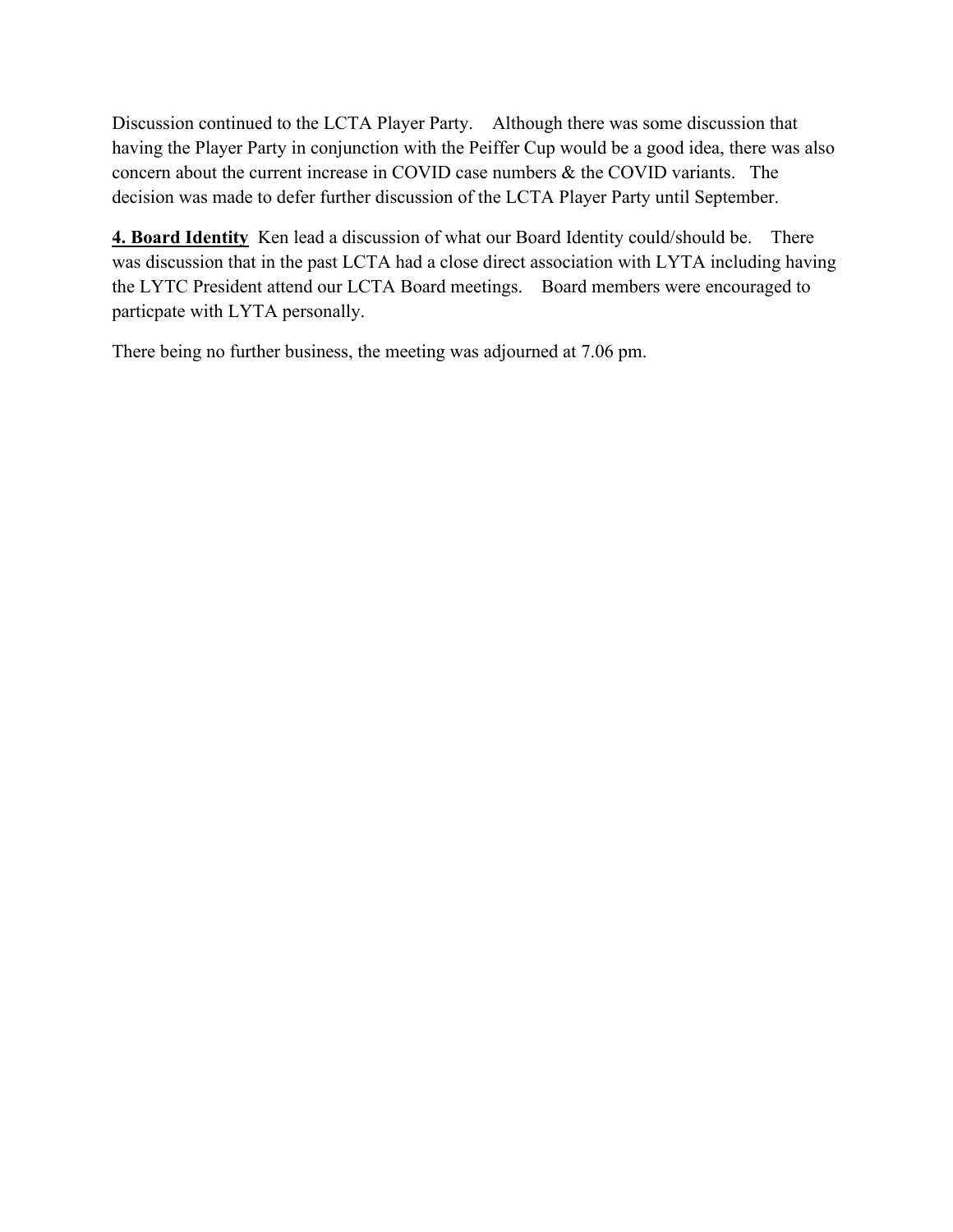Discussion continued to the LCTA Player Party. Although there was some discussion that having the Player Party in conjunction with the Peiffer Cup would be a good idea, there was also concern about the current increase in COVID case numbers & the COVID variants. The decision was made to defer further discussion of the LCTA Player Party until September.

**4. Board Identity** Ken lead a discussion of what our Board Identity could/should be. There was discussion that in the past LCTA had a close direct association with LYTA including having the LYTC President attend our LCTA Board meetings. Board members were encouraged to particpate with LYTA personally.

There being no further business, the meeting was adjourned at 7.06 pm.